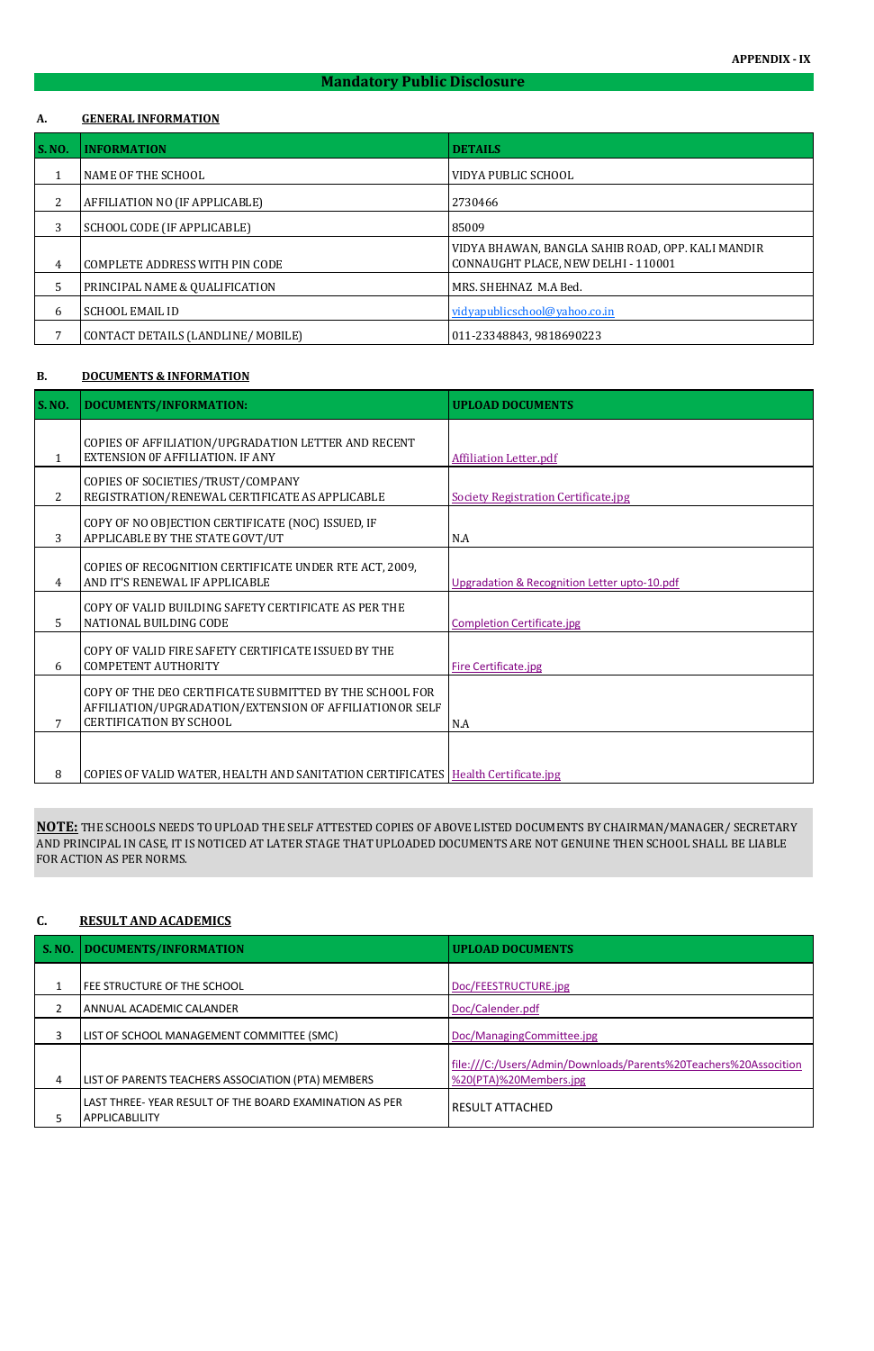APPENDIX - IX

# Mandatory Public Disclosure

## A. GENERAL INFORMATION

| S. NO. | INFORMATION | DETAILS |
|---|---|---|
| 1 | NAME OF THE SCHOOL | VIDYA PUBLIC SCHOOL |
| 2 | AFFILIATION NO (IF APPLICABLE) | 2730466 |
| 3 | SCHOOL CODE (IF APPLICABLE) | 85009 |
| 4 | COMPLETE ADDRESS WITH PIN CODE | VIDYA BHAWAN, BANGLA SAHIB ROAD, OPP. KALI MANDIR CONNAUGHT PLACE, NEW DELHI - 110001 |
| 5 | PRINCIPAL NAME & QUALIFICATION | MRS. SHEHNAZ M.A Bed. |
| 6 | SCHOOL EMAIL ID | vidyapublicschool@yahoo.co.in |
| 7 | CONTACT DETAILS (LANDLINE/ MOBILE) | 011-23348843, 9818690223 |

## B. DOCUMENTS & INFORMATION

| S. NO. | DOCUMENTS/INFORMATION: | UPLOAD DOCUMENTS |
|---|---|---|
| 1 | COPIES OF AFFILIATION/UPGRADATION LETTER AND RECENT EXTENSION OF AFFILIATION. IF ANY | Affiliation Letter.pdf |
| 2 | COPIES OF SOCIETIES/TRUST/COMPANY REGISTRATION/RENEWAL CERTIFICATE AS APPLICABLE | Society Registration Certificate.jpg |
| 3 | COPY OF NO OBJECTION CERTIFICATE (NOC) ISSUED, IF APPLICABLE BY THE STATE GOVT/UT | N.A |
| 4 | COPIES OF RECOGNITION CERTIFICATE UNDER RTE ACT, 2009, AND IT'S RENEWAL IF APPLICABLE | Upgradation & Recognition Letter upto-10.pdf |
| 5 | COPY OF VALID BUILDING SAFETY CERTIFICATE AS PER THE NATIONAL BUILDING CODE | Completion Certificate.jpg |
| 6 | COPY OF VALID FIRE SAFETY CERTIFICATE ISSUED BY THE COMPETENT AUTHORITY | Fire Certificate.jpg |
| 7 | COPY OF THE DEO CERTIFICATE SUBMITTED BY THE SCHOOL FOR AFFILIATION/UPGRADATION/EXTENSION OF AFFILIATIONOR SELF CERTIFICATION BY SCHOOL | N.A |
| 8 | COPIES OF VALID WATER, HEALTH AND SANITATION CERTIFICATES | Health Certificate.jpg |

**NOTE:** THE SCHOOLS NEEDS TO UPLOAD THE SELF ATTESTED COPIES OF ABOVE LISTED DOCUMENTS BY CHAIRMAN/MANAGER/ SECRETARY AND PRINCIPAL IN CASE, IT IS NOTICED AT LATER STAGE THAT UPLOADED DOCUMENTS ARE NOT GENUINE THEN SCHOOL SHALL BE LIABLE FOR ACTION AS PER NORMS.

## C. RESULT AND ACADEMICS

| S. NO. | DOCUMENTS/INFORMATION | UPLOAD DOCUMENTS |
|---|---|---|
| 1 | FEE STRUCTURE OF THE SCHOOL | Doc/FEESTRUCTURE.jpg |
| 2 | ANNUAL ACADEMIC CALANDER | Doc/Calender.pdf |
| 3 | LIST OF SCHOOL MANAGEMENT COMMITTEE (SMC) | Doc/ManagingCommittee.jpg |
| 4 | LIST OF PARENTS TEACHERS ASSOCIATION (PTA) MEMBERS | file:///C:/Users/Admin/Downloads/Parents%20Teachers%20Assocition%20(PTA)%20Members.jpg |
| 5 | LAST THREE- YEAR RESULT OF THE BOARD EXAMINATION AS PER APPLICABLILITY | RESULT ATTACHED |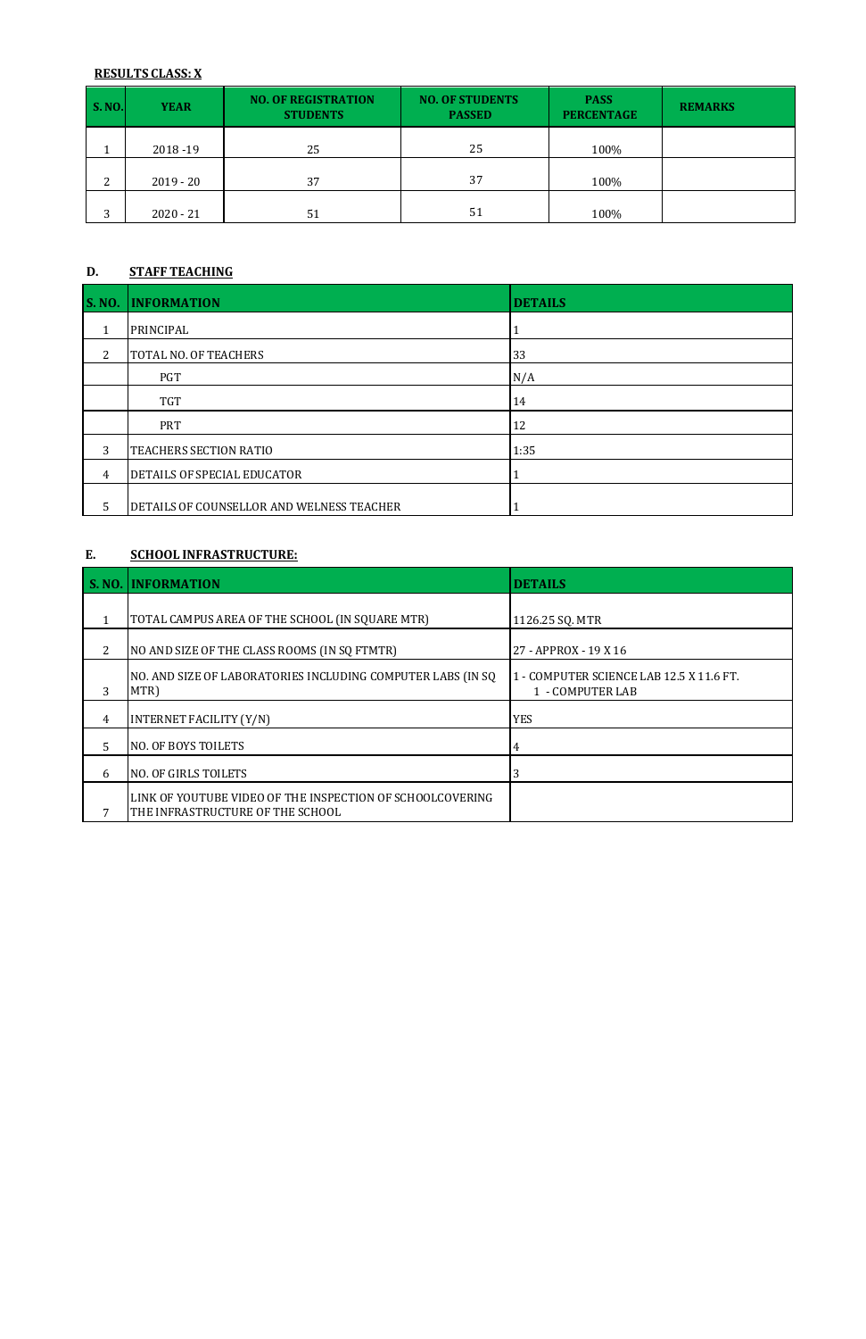**RESULTS CLASS: X**

| S. NO. | YEAR | NO. OF REGISTRATION STUDENTS | NO. OF STUDENTS PASSED | PASS PERCENTAGE | REMARKS |
|---|---|---|---|---|---|
| 1 | 2018 -19 | 25 | 25 | 100% | |
| 2 | 2019 - 20 | 37 | 37 | 100% | |
| 3 | 2020 - 21 | 51 | 51 | 100% | |

## D. STAFF TEACHING

| S. NO. | INFORMATION | DETAILS |
|---|---|---|
| 1 | PRINCIPAL | 1 |
| 2 | TOTAL NO. OF TEACHERS | 33 |
| | PGT | N/A |
| | TGT | 14 |
| | PRT | 12 |
| 3 | TEACHERS SECTION RATIO | 1:35 |
| 4 | DETAILS OF SPECIAL EDUCATOR | 1 |
| 5 | DETAILS OF COUNSELLOR AND WELNESS TEACHER | 1 |

## E. SCHOOL INFRASTRUCTURE:

| S. NO. | INFORMATION | DETAILS |
|---|---|---|
| 1 | TOTAL CAMPUS AREA OF THE SCHOOL (IN SQUARE MTR) | 1126.25 SQ. MTR |
| 2 | NO AND SIZE OF THE CLASS ROOMS (IN SQ FTMTR) | 27 - APPROX - 19 X 16 |
| 3 | NO. AND SIZE OF LABORATORIES INCLUDING COMPUTER LABS (IN SQ MTR) | 1 - COMPUTER SCIENCE LAB 12.5 X 11.6 FT. 1 - COMPUTER LAB |
| 4 | INTERNET FACILITY (Y/N) | YES |
| 5 | NO. OF BOYS TOILETS | 4 |
| 6 | NO. OF GIRLS TOILETS | 3 |
| 7 | LINK OF YOUTUBE VIDEO OF THE INSPECTION OF SCHOOLCOVERING THE INFRASTRUCTURE OF THE SCHOOL | |